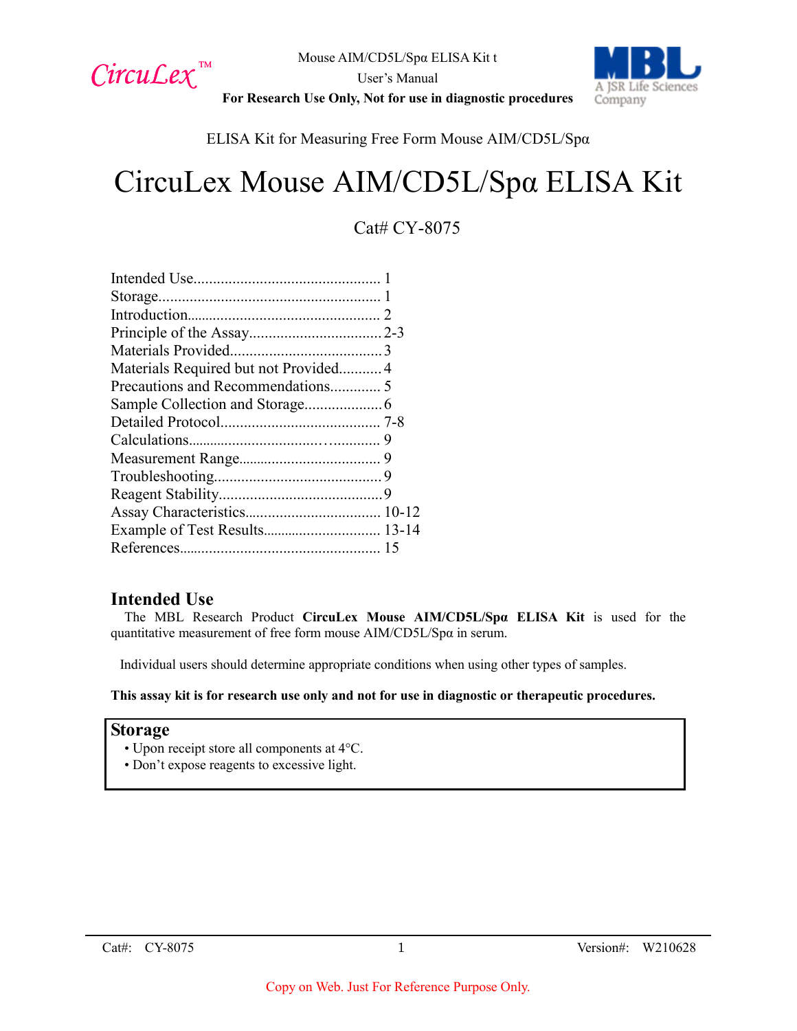ELISA Kit for Measuring Free Form Mouse AIM/CD5L/Spα

# CircuLex Mouse AIM/CD5L/Spα ELISA Kit

Cat# CY-8075

Intended Use................................................ 1
Storage......................................................... 1
Introduction.................................................. 2
Principle of the Assay.................................. 2-3
Materials Provided....................................... 3
Materials Required but not Provided........... 4
Precautions and Recommendations............. 5
Sample Collection and Storage.................... 6
Detailed Protocol......................................... 7-8
Calculations................................................. 9
Measurement Range..................................... 9
Troubleshooting........................................... 9
Reagent Stability.......................................... 9
Assay Characteristics................................... 10-12
Example of Test Results............................... 13-14
References.................................................... 15

## Intended Use

The MBL Research Product **CircuLex Mouse AIM/CD5L/Spα ELISA Kit** is used for the quantitative measurement of free form mouse AIM/CD5L/Spα in serum.

Individual users should determine appropriate conditions when using other types of samples.

**This assay kit is for research use only and not for use in diagnostic or therapeutic procedures.**

## Storage

- Upon receipt store all components at 4°C.
- Don't expose reagents to excessive light.

Copy on Web. Just For Reference Purpose Only.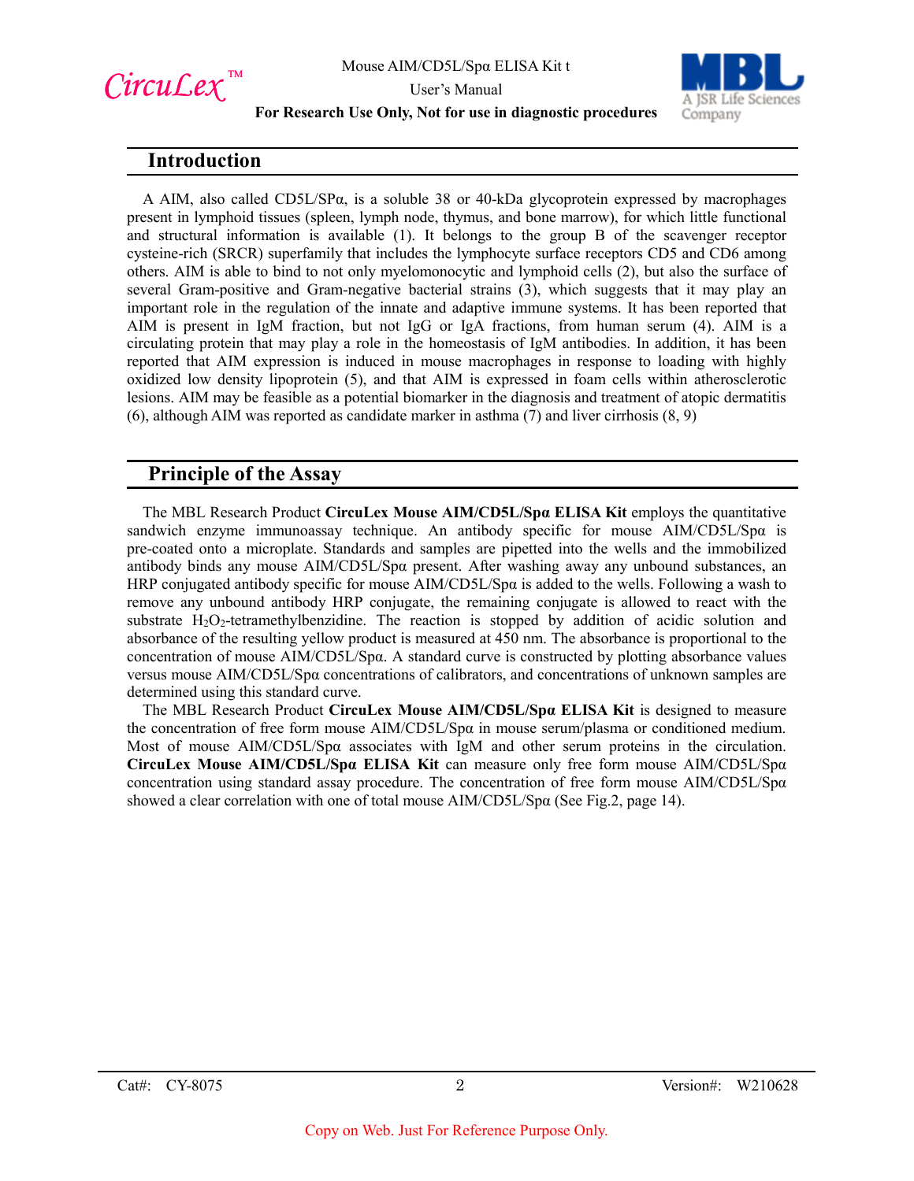## Introduction

A AIM, also called CD5L/SPα, is a soluble 38 or 40-kDa glycoprotein expressed by macrophages present in lymphoid tissues (spleen, lymph node, thymus, and bone marrow), for which little functional and structural information is available (1). It belongs to the group B of the scavenger receptor cysteine-rich (SRCR) superfamily that includes the lymphocyte surface receptors CD5 and CD6 among others. AIM is able to bind to not only myelomonocytic and lymphoid cells (2), but also the surface of several Gram-positive and Gram-negative bacterial strains (3), which suggests that it may play an important role in the regulation of the innate and adaptive immune systems. It has been reported that AIM is present in IgM fraction, but not IgG or IgA fractions, from human serum (4). AIM is a circulating protein that may play a role in the homeostasis of IgM antibodies. In addition, it has been reported that AIM expression is induced in mouse macrophages in response to loading with highly oxidized low density lipoprotein (5), and that AIM is expressed in foam cells within atherosclerotic lesions. AIM may be feasible as a potential biomarker in the diagnosis and treatment of atopic dermatitis (6), although AIM was reported as candidate marker in asthma (7) and liver cirrhosis (8, 9)

## Principle of the Assay

The MBL Research Product **CircuLex Mouse AIM/CD5L/Spα ELISA Kit** employs the quantitative sandwich enzyme immunoassay technique. An antibody specific for mouse AIM/CD5L/Spα is pre-coated onto a microplate. Standards and samples are pipetted into the wells and the immobilized antibody binds any mouse AIM/CD5L/Spα present. After washing away any unbound substances, an HRP conjugated antibody specific for mouse AIM/CD5L/Spα is added to the wells. Following a wash to remove any unbound antibody HRP conjugate, the remaining conjugate is allowed to react with the substrate $H_2O_2$-tetramethylbenzidine. The reaction is stopped by addition of acidic solution and absorbance of the resulting yellow product is measured at 450 nm. The absorbance is proportional to the concentration of mouse AIM/CD5L/Spα. A standard curve is constructed by plotting absorbance values versus mouse AIM/CD5L/Spα concentrations of calibrators, and concentrations of unknown samples are determined using this standard curve.

The MBL Research Product **CircuLex Mouse AIM/CD5L/Spα ELISA Kit** is designed to measure the concentration of free form mouse AIM/CD5L/Spα in mouse serum/plasma or conditioned medium. Most of mouse AIM/CD5L/Spα associates with IgM and other serum proteins in the circulation. **CircuLex Mouse AIM/CD5L/Spα ELISA Kit** can measure only free form mouse AIM/CD5L/Spα concentration using standard assay procedure. The concentration of free form mouse AIM/CD5L/Spα showed a clear correlation with one of total mouse AIM/CD5L/Spα (See Fig.2, page 14).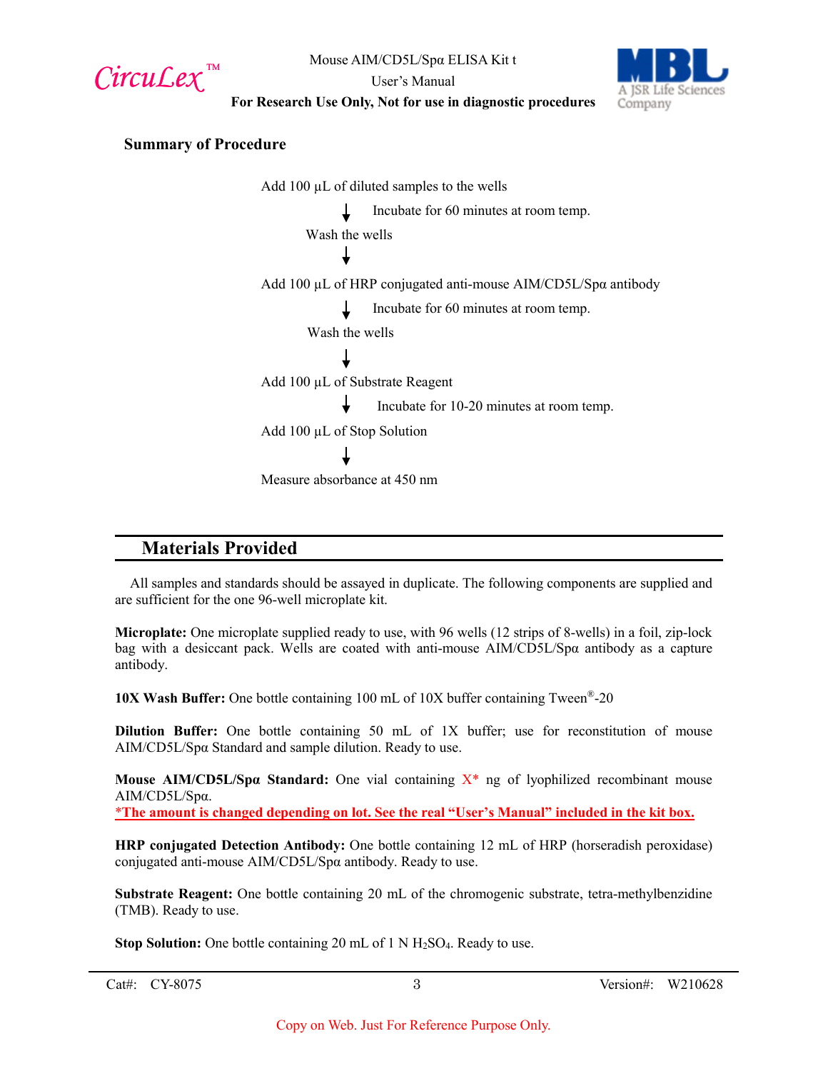### Summary of Procedure

Add 100 µL of diluted samples to the wells

↓ Incubate for 60 minutes at room temp.

Wash the wells

↓

Add 100 µL of HRP conjugated anti-mouse AIM/CD5L/Spα antibody

↓ Incubate for 60 minutes at room temp.

Wash the wells

↓

Add 100 µL of Substrate Reagent

↓ Incubate for 10-20 minutes at room temp.

Add 100 µL of Stop Solution

↓

Measure absorbance at 450 nm

## Materials Provided

All samples and standards should be assayed in duplicate. The following components are supplied and are sufficient for the one 96-well microplate kit.

**Microplate:** One microplate supplied ready to use, with 96 wells (12 strips of 8-wells) in a foil, zip-lock bag with a desiccant pack. Wells are coated with anti-mouse AIM/CD5L/Spα antibody as a capture antibody.

**10X Wash Buffer:** One bottle containing 100 mL of 10X buffer containing Tween®-20

**Dilution Buffer:** One bottle containing 50 mL of 1X buffer; use for reconstitution of mouse AIM/CD5L/Spα Standard and sample dilution. Ready to use.

**Mouse AIM/CD5L/Spα Standard:** One vial containing X* ng of lyophilized recombinant mouse AIM/CD5L/Spα.
***The amount is changed depending on lot. See the real "User's Manual" included in the kit box.**

**HRP conjugated Detection Antibody:** One bottle containing 12 mL of HRP (horseradish peroxidase) conjugated anti-mouse AIM/CD5L/Spα antibody. Ready to use.

**Substrate Reagent:** One bottle containing 20 mL of the chromogenic substrate, tetra-methylbenzidine (TMB). Ready to use.

**Stop Solution:** One bottle containing 20 mL of 1 N $H_2SO_4$. Ready to use.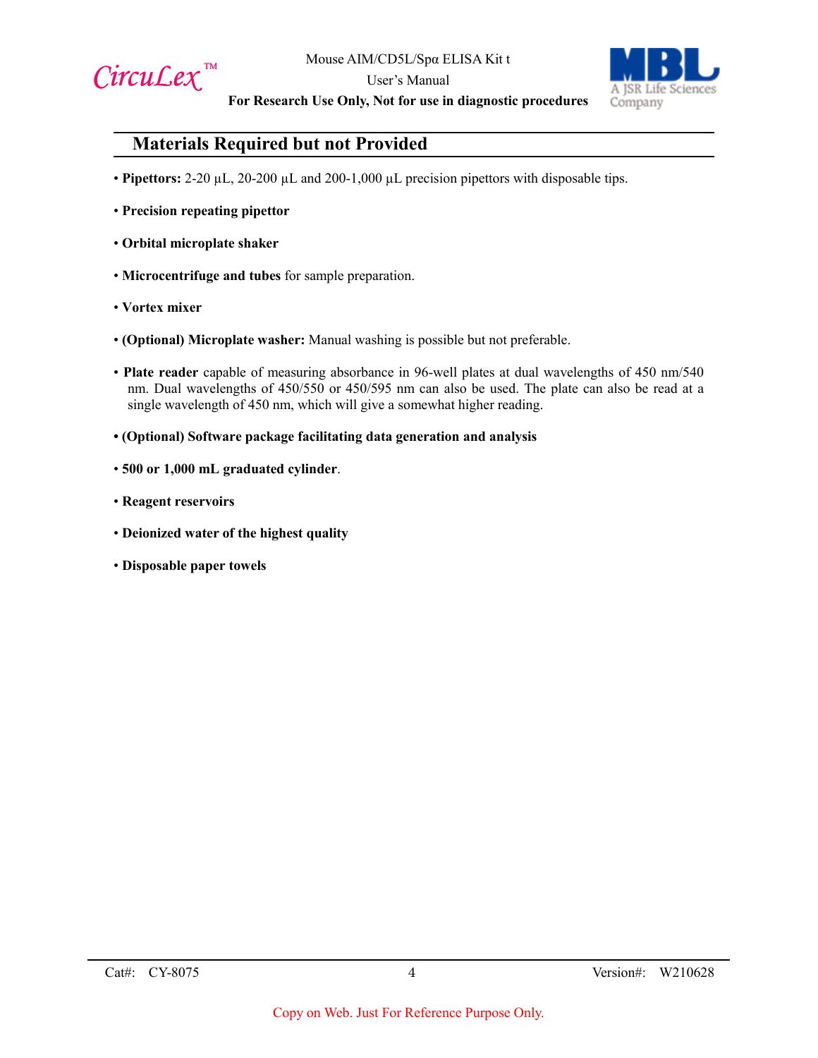## Materials Required but not Provided

- **Pipettors:** 2-20 µL, 20-200 µL and 200-1,000 µL precision pipettors with disposable tips.
- **Precision repeating pipettor**
- **Orbital microplate shaker**
- **Microcentrifuge and tubes** for sample preparation.
- **Vortex mixer**
- **(Optional) Microplate washer:** Manual washing is possible but not preferable.
- **Plate reader** capable of measuring absorbance in 96-well plates at dual wavelengths of 450 nm/540 nm. Dual wavelengths of 450/550 or 450/595 nm can also be used. The plate can also be read at a single wavelength of 450 nm, which will give a somewhat higher reading.
- **(Optional) Software package facilitating data generation and analysis**
- **500 or 1,000 mL graduated cylinder**.
- **Reagent reservoirs**
- **Deionized water of the highest quality**
- **Disposable paper towels**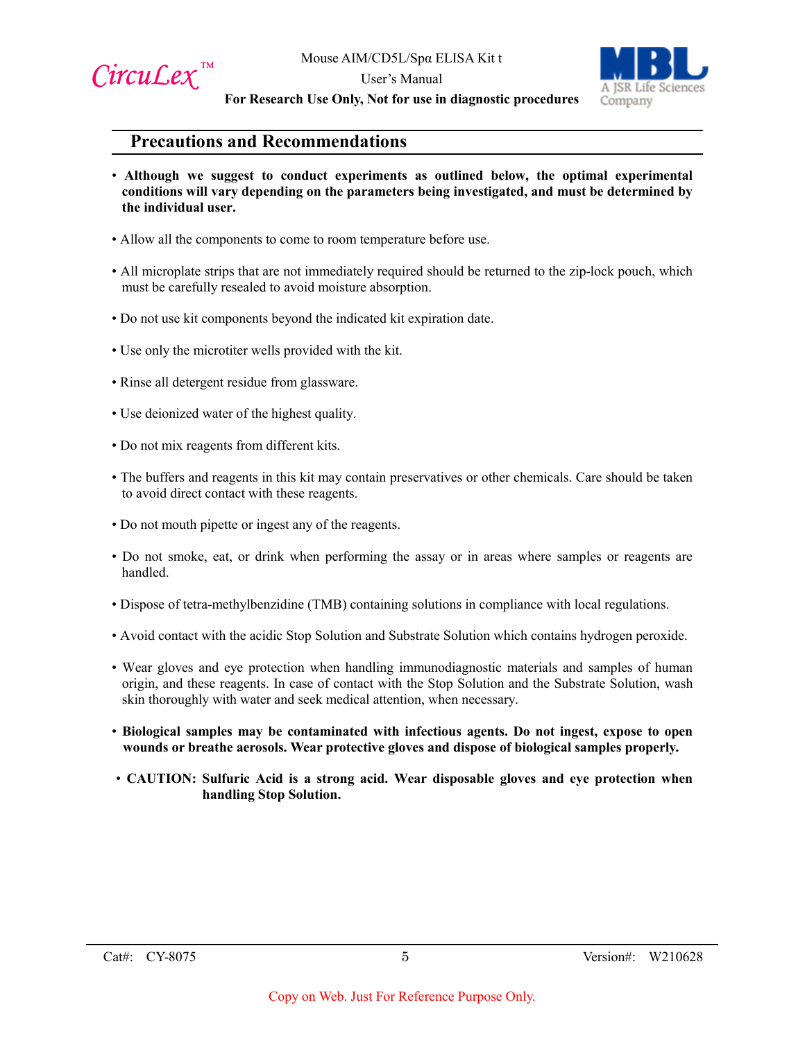## Precautions and Recommendations

- **Although we suggest to conduct experiments as outlined below, the optimal experimental conditions will vary depending on the parameters being investigated, and must be determined by the individual user.**

- Allow all the components to come to room temperature before use.

- All microplate strips that are not immediately required should be returned to the zip-lock pouch, which must be carefully resealed to avoid moisture absorption.

- Do not use kit components beyond the indicated kit expiration date.

- Use only the microtiter wells provided with the kit.

- Rinse all detergent residue from glassware.

- Use deionized water of the highest quality.

- Do not mix reagents from different kits.

- The buffers and reagents in this kit may contain preservatives or other chemicals. Care should be taken to avoid direct contact with these reagents.

- Do not mouth pipette or ingest any of the reagents.

- Do not smoke, eat, or drink when performing the assay or in areas where samples or reagents are handled.

- Dispose of tetra-methylbenzidine (TMB) containing solutions in compliance with local regulations.

- Avoid contact with the acidic Stop Solution and Substrate Solution which contains hydrogen peroxide.

- Wear gloves and eye protection when handling immunodiagnostic materials and samples of human origin, and these reagents. In case of contact with the Stop Solution and the Substrate Solution, wash skin thoroughly with water and seek medical attention, when necessary.

- **Biological samples may be contaminated with infectious agents. Do not ingest, expose to open wounds or breathe aerosols. Wear protective gloves and dispose of biological samples properly.**

- **CAUTION: Sulfuric Acid is a strong acid. Wear disposable gloves and eye protection when handling Stop Solution.**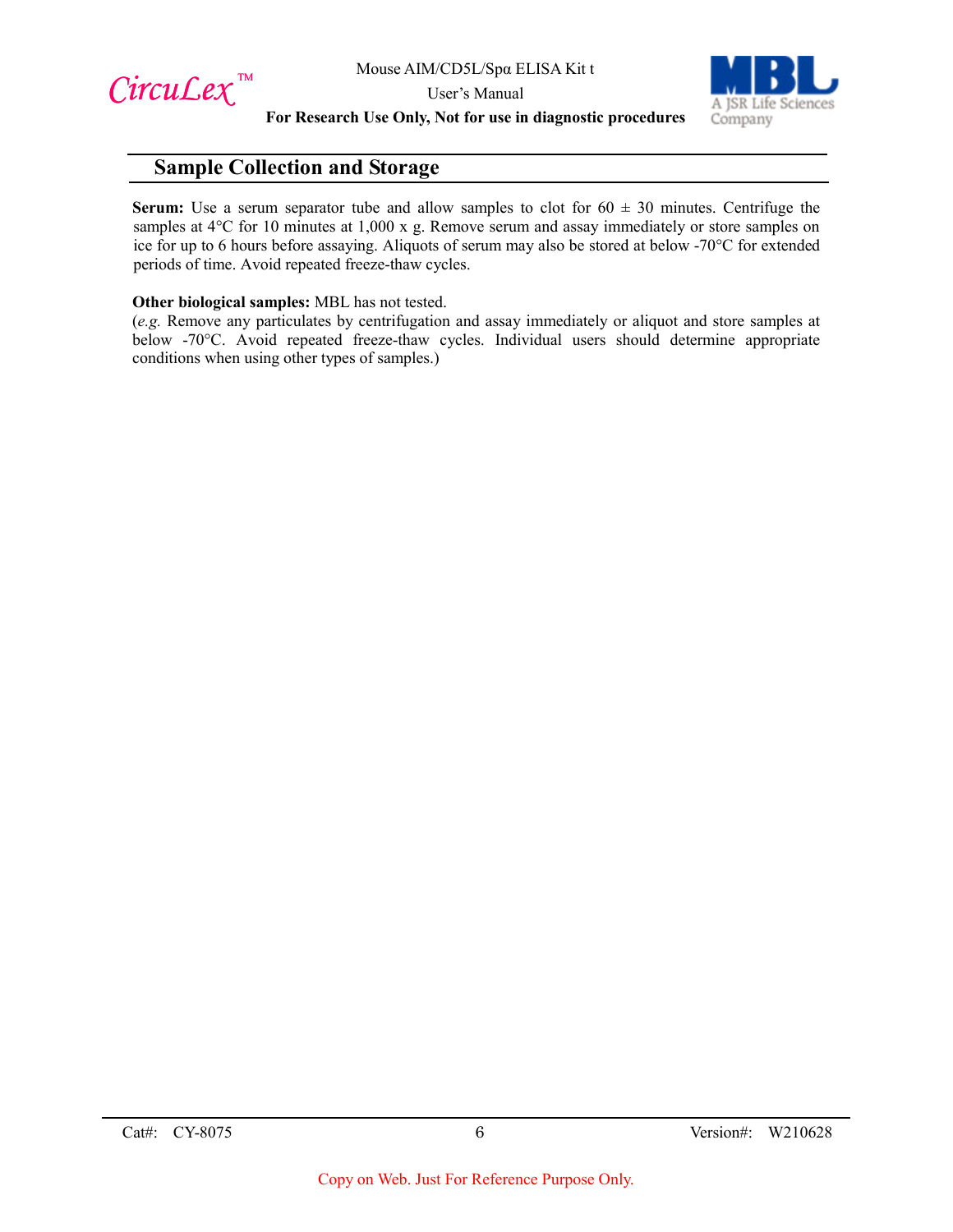## Sample Collection and Storage

**Serum:** Use a serum separator tube and allow samples to clot for 60 ± 30 minutes. Centrifuge the samples at 4°C for 10 minutes at 1,000 x g. Remove serum and assay immediately or store samples on ice for up to 6 hours before assaying. Aliquots of serum may also be stored at below -70°C for extended periods of time. Avoid repeated freeze-thaw cycles.

**Other biological samples:** MBL has not tested.
(*e.g.* Remove any particulates by centrifugation and assay immediately or aliquot and store samples at below -70°C. Avoid repeated freeze-thaw cycles. Individual users should determine appropriate conditions when using other types of samples.)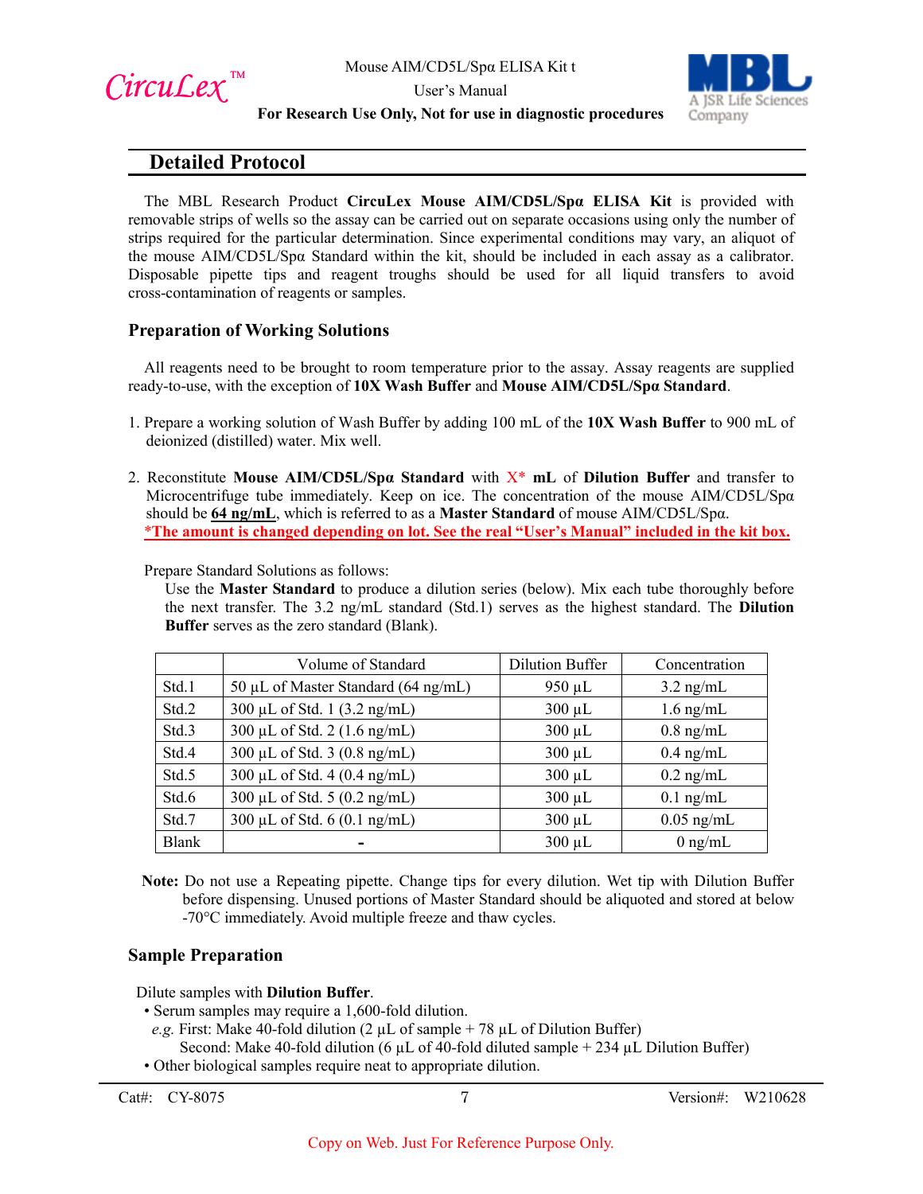## Detailed Protocol

The MBL Research Product **CircuLex Mouse AIM/CD5L/Spα ELISA Kit** is provided with removable strips of wells so the assay can be carried out on separate occasions using only the number of strips required for the particular determination. Since experimental conditions may vary, an aliquot of the mouse AIM/CD5L/Spα Standard within the kit, should be included in each assay as a calibrator. Disposable pipette tips and reagent troughs should be used for all liquid transfers to avoid cross-contamination of reagents or samples.

### Preparation of Working Solutions

All reagents need to be brought to room temperature prior to the assay. Assay reagents are supplied ready-to-use, with the exception of **10X Wash Buffer** and **Mouse AIM/CD5L/Spα Standard**.

1. Prepare a working solution of Wash Buffer by adding 100 mL of the **10X Wash Buffer** to 900 mL of deionized (distilled) water. Mix well.

2. Reconstitute **Mouse AIM/CD5L/Spα Standard** with X* **mL** of **Dilution Buffer** and transfer to Microcentrifuge tube immediately. Keep on ice. The concentration of the mouse AIM/CD5L/Spα should be **64 ng/mL**, which is referred to as a **Master Standard** of mouse AIM/CD5L/Spα.
   ***The amount is changed depending on lot. See the real "User's Manual" included in the kit box.**

   Prepare Standard Solutions as follows:
   Use the **Master Standard** to produce a dilution series (below). Mix each tube thoroughly before the next transfer. The 3.2 ng/mL standard (Std.1) serves as the highest standard. The **Dilution Buffer** serves as the zero standard (Blank).

| | Volume of Standard | Dilution Buffer | Concentration |
|---|---|---|---|
| Std.1 | 50 µL of Master Standard (64 ng/mL) | 950 µL | 3.2 ng/mL |
| Std.2 | 300 µL of Std. 1 (3.2 ng/mL) | 300 µL | 1.6 ng/mL |
| Std.3 | 300 µL of Std. 2 (1.6 ng/mL) | 300 µL | 0.8 ng/mL |
| Std.4 | 300 µL of Std. 3 (0.8 ng/mL) | 300 µL | 0.4 ng/mL |
| Std.5 | 300 µL of Std. 4 (0.4 ng/mL) | 300 µL | 0.2 ng/mL |
| Std.6 | 300 µL of Std. 5 (0.2 ng/mL) | 300 µL | 0.1 ng/mL |
| Std.7 | 300 µL of Std. 6 (0.1 ng/mL) | 300 µL | 0.05 ng/mL |
| Blank | - | 300 µL | 0 ng/mL |

**Note:** Do not use a Repeating pipette. Change tips for every dilution. Wet tip with Dilution Buffer before dispensing. Unused portions of Master Standard should be aliquoted and stored at below -70°C immediately. Avoid multiple freeze and thaw cycles.

### Sample Preparation

Dilute samples with **Dilution Buffer**.

- Serum samples may require a 1,600-fold dilution.
  *e.g.* First: Make 40-fold dilution (2 µL of sample + 78 µL of Dilution Buffer)
  Second: Make 40-fold dilution (6 µL of 40-fold diluted sample + 234 µL Dilution Buffer)
- Other biological samples require neat to appropriate dilution.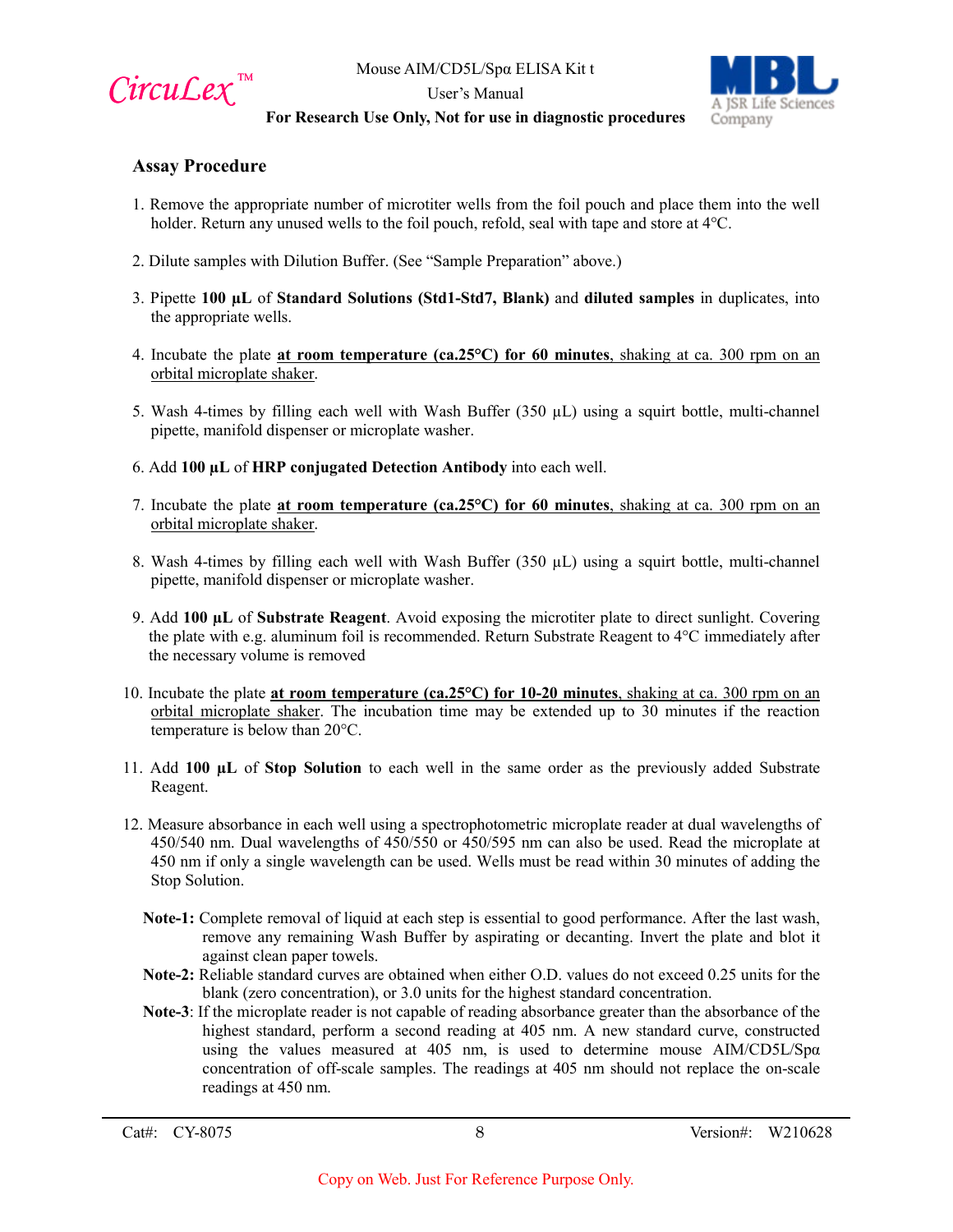## Assay Procedure

1. Remove the appropriate number of microtiter wells from the foil pouch and place them into the well holder. Return any unused wells to the foil pouch, refold, seal with tape and store at 4°C.

2. Dilute samples with Dilution Buffer. (See "Sample Preparation" above.)

3. Pipette **100 µL** of **Standard Solutions (Std1-Std7, Blank)** and **diluted samples** in duplicates, into the appropriate wells.

4. Incubate the plate **at room temperature (ca.25°C) for 60 minutes**, shaking at ca. 300 rpm on an orbital microplate shaker.

5. Wash 4-times by filling each well with Wash Buffer (350 µL) using a squirt bottle, multi-channel pipette, manifold dispenser or microplate washer.

6. Add **100 µL** of **HRP conjugated Detection Antibody** into each well.

7. Incubate the plate **at room temperature (ca.25°C) for 60 minutes**, shaking at ca. 300 rpm on an orbital microplate shaker.

8. Wash 4-times by filling each well with Wash Buffer (350 µL) using a squirt bottle, multi-channel pipette, manifold dispenser or microplate washer.

9. Add **100 µL** of **Substrate Reagent**. Avoid exposing the microtiter plate to direct sunlight. Covering the plate with e.g. aluminum foil is recommended. Return Substrate Reagent to 4°C immediately after the necessary volume is removed

10. Incubate the plate **at room temperature (ca.25°C) for 10-20 minutes**, shaking at ca. 300 rpm on an orbital microplate shaker. The incubation time may be extended up to 30 minutes if the reaction temperature is below than 20°C.

11. Add **100 µL** of **Stop Solution** to each well in the same order as the previously added Substrate Reagent.

12. Measure absorbance in each well using a spectrophotometric microplate reader at dual wavelengths of 450/540 nm. Dual wavelengths of 450/550 or 450/595 nm can also be used. Read the microplate at 450 nm if only a single wavelength can be used. Wells must be read within 30 minutes of adding the Stop Solution.

**Note-1:** Complete removal of liquid at each step is essential to good performance. After the last wash, remove any remaining Wash Buffer by aspirating or decanting. Invert the plate and blot it against clean paper towels.

**Note-2:** Reliable standard curves are obtained when either O.D. values do not exceed 0.25 units for the blank (zero concentration), or 3.0 units for the highest standard concentration.

**Note-3**: If the microplate reader is not capable of reading absorbance greater than the absorbance of the highest standard, perform a second reading at 405 nm. A new standard curve, constructed using the values measured at 405 nm, is used to determine mouse AIM/CD5L/Spα concentration of off-scale samples. The readings at 405 nm should not replace the on-scale readings at 450 nm.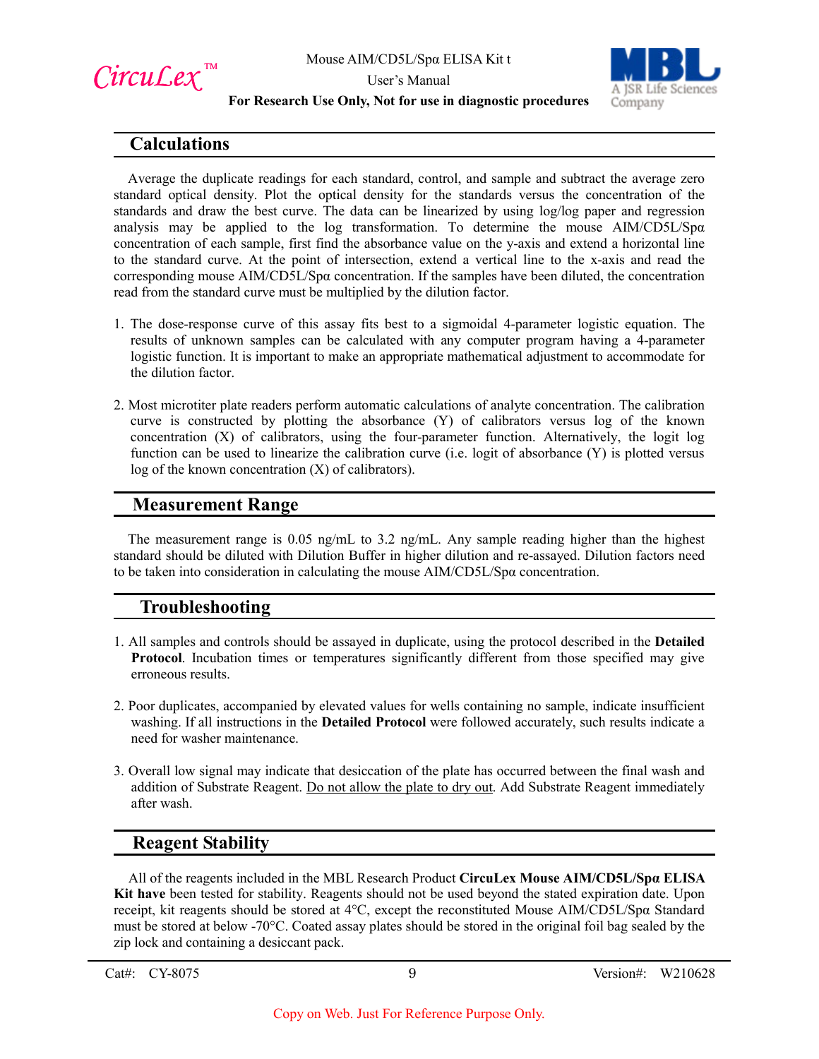## Calculations

Average the duplicate readings for each standard, control, and sample and subtract the average zero standard optical density. Plot the optical density for the standards versus the concentration of the standards and draw the best curve. The data can be linearized by using log/log paper and regression analysis may be applied to the log transformation. To determine the mouse AIM/CD5L/Spα concentration of each sample, first find the absorbance value on the y-axis and extend a horizontal line to the standard curve. At the point of intersection, extend a vertical line to the x-axis and read the corresponding mouse AIM/CD5L/Spα concentration. If the samples have been diluted, the concentration read from the standard curve must be multiplied by the dilution factor.

1. The dose-response curve of this assay fits best to a sigmoidal 4-parameter logistic equation. The results of unknown samples can be calculated with any computer program having a 4-parameter logistic function. It is important to make an appropriate mathematical adjustment to accommodate for the dilution factor.

2. Most microtiter plate readers perform automatic calculations of analyte concentration. The calibration curve is constructed by plotting the absorbance (Y) of calibrators versus log of the known concentration (X) of calibrators, using the four-parameter function. Alternatively, the logit log function can be used to linearize the calibration curve (i.e. logit of absorbance (Y) is plotted versus log of the known concentration (X) of calibrators).

## Measurement Range

The measurement range is 0.05 ng/mL to 3.2 ng/mL. Any sample reading higher than the highest standard should be diluted with Dilution Buffer in higher dilution and re-assayed. Dilution factors need to be taken into consideration in calculating the mouse AIM/CD5L/Spα concentration.

## Troubleshooting

1. All samples and controls should be assayed in duplicate, using the protocol described in the **Detailed Protocol**. Incubation times or temperatures significantly different from those specified may give erroneous results.

2. Poor duplicates, accompanied by elevated values for wells containing no sample, indicate insufficient washing. If all instructions in the **Detailed Protocol** were followed accurately, such results indicate a need for washer maintenance.

3. Overall low signal may indicate that desiccation of the plate has occurred between the final wash and addition of Substrate Reagent. <u>Do not allow the plate to dry out</u>. Add Substrate Reagent immediately after wash.

## Reagent Stability

All of the reagents included in the MBL Research Product **CircuLex Mouse AIM/CD5L/Spα ELISA Kit have** been tested for stability. Reagents should not be used beyond the stated expiration date. Upon receipt, kit reagents should be stored at 4°C, except the reconstituted Mouse AIM/CD5L/Spα Standard must be stored at below -70°C. Coated assay plates should be stored in the original foil bag sealed by the zip lock and containing a desiccant pack.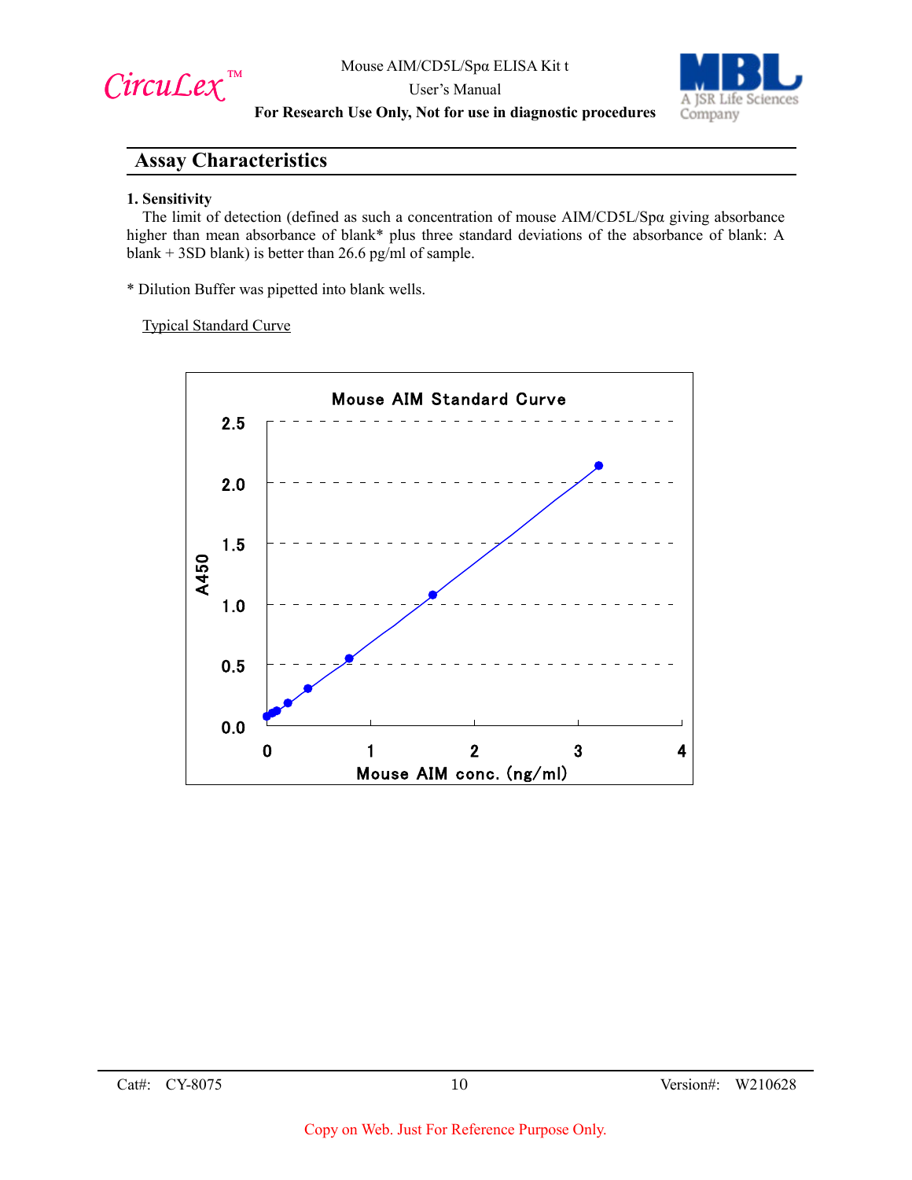## Assay Characteristics

**1. Sensitivity**

The limit of detection (defined as such a concentration of mouse AIM/CD5L/Spα giving absorbance higher than mean absorbance of blank* plus three standard deviations of the absorbance of blank: A blank + 3SD blank) is better than 26.6 pg/ml of sample.

* Dilution Buffer was pipetted into blank wells.

Typical Standard Curve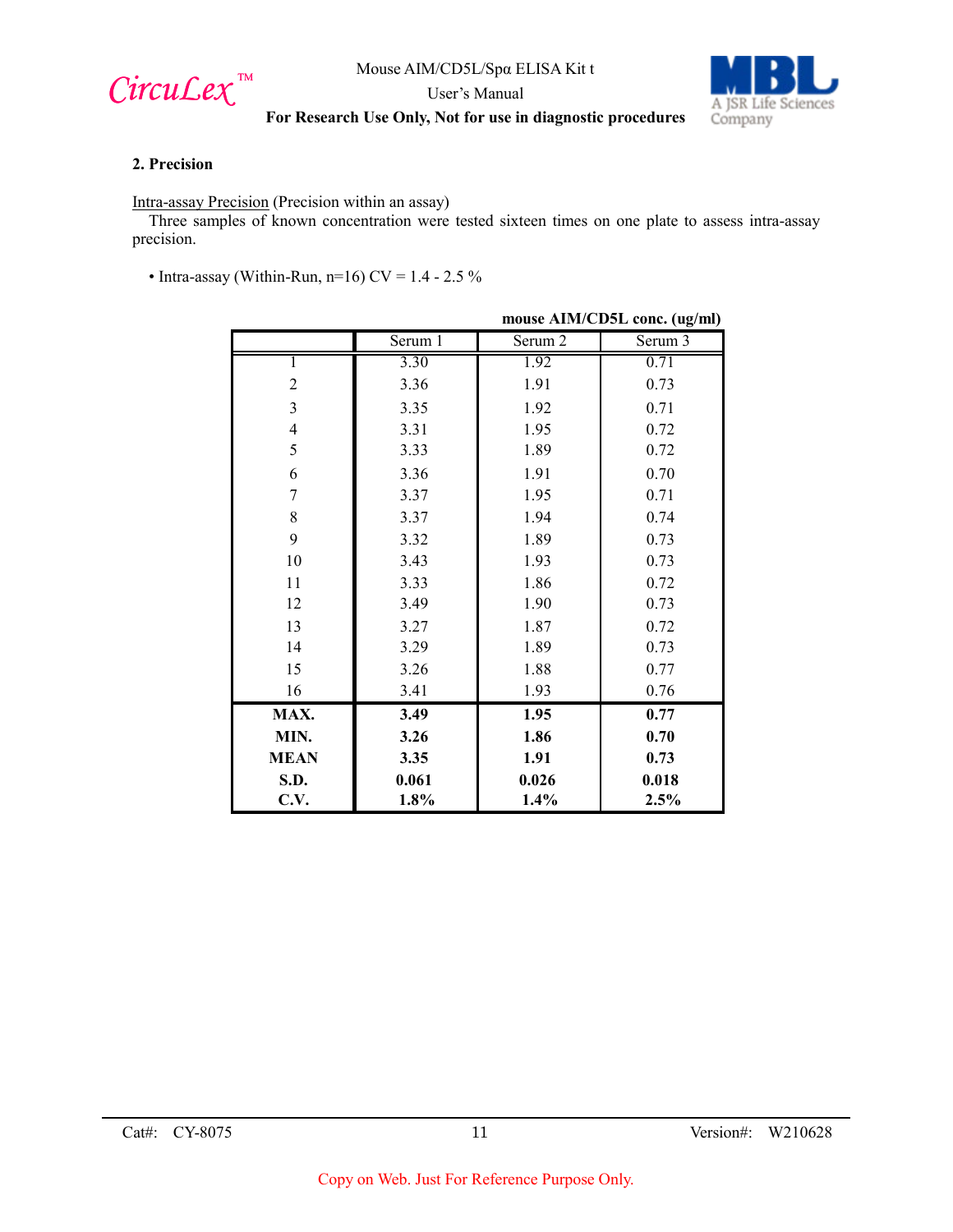## 2. Precision

Intra-assay Precision (Precision within an assay)

Three samples of known concentration were tested sixteen times on one plate to assess intra-assay precision.

- Intra-assay (Within-Run, n=16) CV = 1.4 - 2.5 %

**mouse AIM/CD5L conc. (ug/ml)**

| | Serum 1 | Serum 2 | Serum 3 |
|---|---|---|---|
| 1 | 3.30 | 1.92 | 0.71 |
| 2 | 3.36 | 1.91 | 0.73 |
| 3 | 3.35 | 1.92 | 0.71 |
| 4 | 3.31 | 1.95 | 0.72 |
| 5 | 3.33 | 1.89 | 0.72 |
| 6 | 3.36 | 1.91 | 0.70 |
| 7 | 3.37 | 1.95 | 0.71 |
| 8 | 3.37 | 1.94 | 0.74 |
| 9 | 3.32 | 1.89 | 0.73 |
| 10 | 3.43 | 1.93 | 0.73 |
| 11 | 3.33 | 1.86 | 0.72 |
| 12 | 3.49 | 1.90 | 0.73 |
| 13 | 3.27 | 1.87 | 0.72 |
| 14 | 3.29 | 1.89 | 0.73 |
| 15 | 3.26 | 1.88 | 0.77 |
| 16 | 3.41 | 1.93 | 0.76 |
| **MAX.** | **3.49** | **1.95** | **0.77** |
| **MIN.** | **3.26** | **1.86** | **0.70** |
| **MEAN** | **3.35** | **1.91** | **0.73** |
| **S.D.** | **0.061** | **0.026** | **0.018** |
| **C.V.** | **1.8%** | **1.4%** | **2.5%** |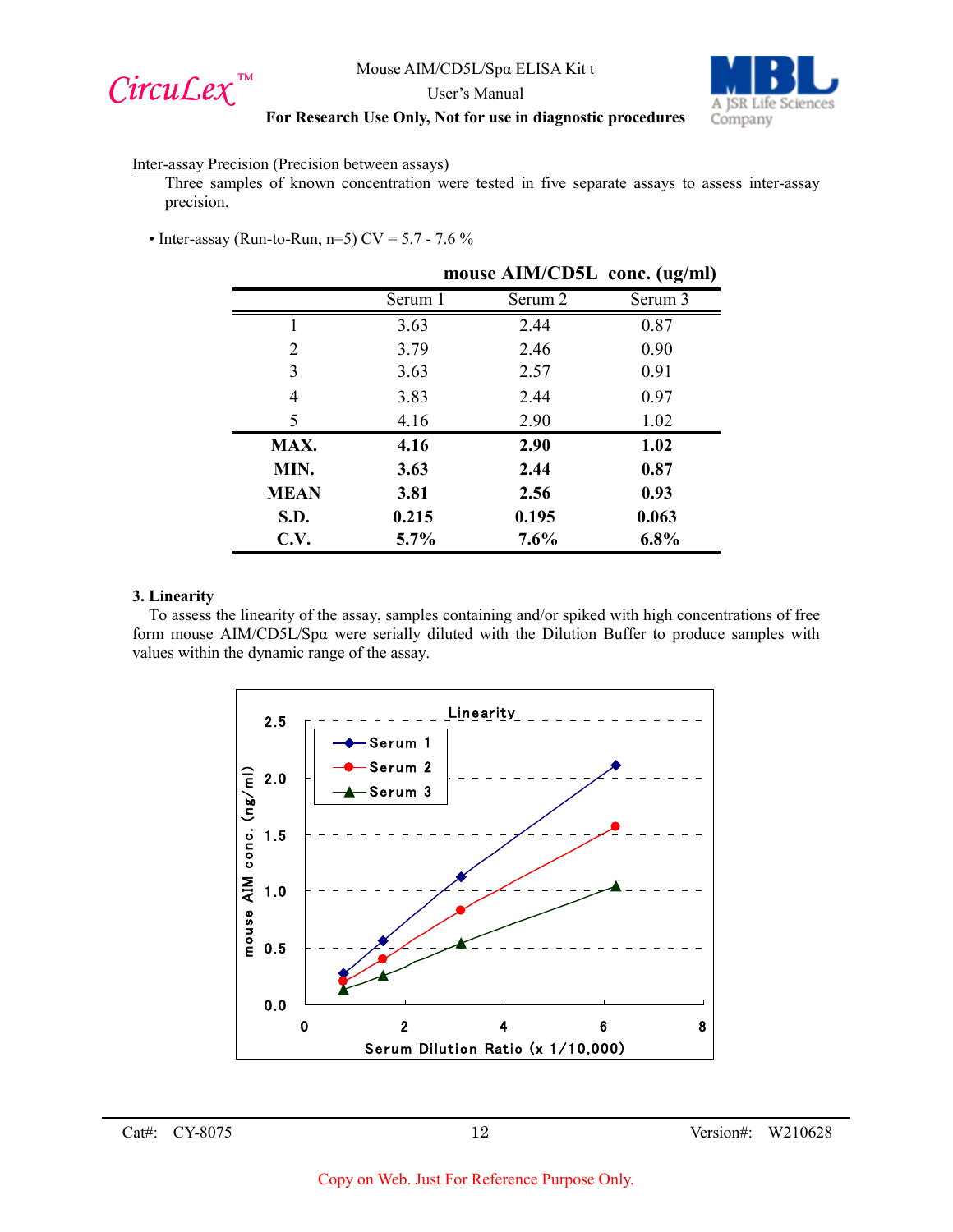Inter-assay Precision (Precision between assays)

Three samples of known concentration were tested in five separate assays to assess inter-assay precision.

- Inter-assay (Run-to-Run, n=5) CV = 5.7 - 7.6 %

**mouse AIM/CD5L conc. (ug/ml)**

| | Serum 1 | Serum 2 | Serum 3 |
|---|---|---|---|
| 1 | 3.63 | 2.44 | 0.87 |
| 2 | 3.79 | 2.46 | 0.90 |
| 3 | 3.63 | 2.57 | 0.91 |
| 4 | 3.83 | 2.44 | 0.97 |
| 5 | 4.16 | 2.90 | 1.02 |
| **MAX.** | **4.16** | **2.90** | **1.02** |
| **MIN.** | **3.63** | **2.44** | **0.87** |
| **MEAN** | **3.81** | **2.56** | **0.93** |
| **S.D.** | **0.215** | **0.195** | **0.063** |
| **C.V.** | **5.7%** | **7.6%** | **6.8%** |

### 3. Linearity

To assess the linearity of the assay, samples containing and/or spiked with high concentrations of free form mouse AIM/CD5L/Spα were serially diluted with the Dilution Buffer to produce samples with values within the dynamic range of the assay.

Linearity

(Graph: mouse AIM conc. (ng/ml) vs. Serum Dilution Ratio (x 1/10,000); Serum 1, Serum 2, Serum 3)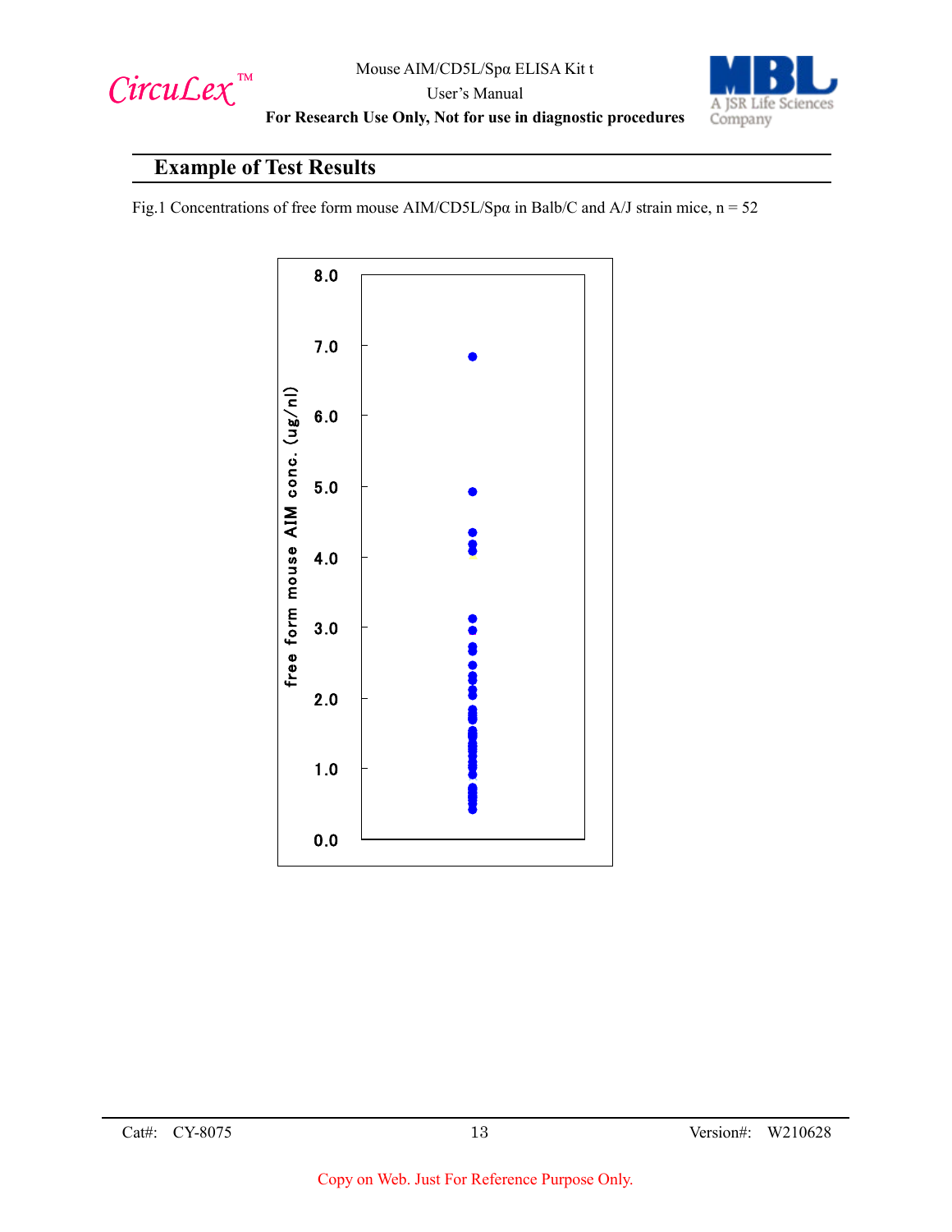## Example of Test Results

Fig.1 Concentrations of free form mouse AIM/CD5L/Spα in Balb/C and A/J strain mice, n = 52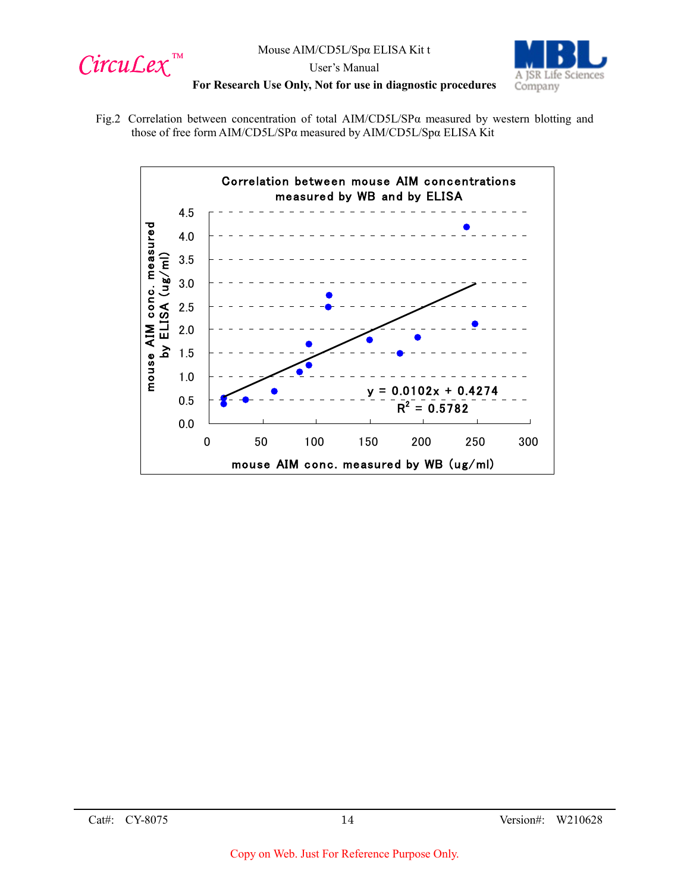Fig.2 Correlation between concentration of total AIM/CD5L/SPα measured by western blotting and those of free form AIM/CD5L/SPα measured by AIM/CD5L/Spα ELISA Kit

**Correlation between mouse AIM concentrations measured by WB and by ELISA**

$y = 0.0102x + 0.4274$

$R^2 = 0.5782$

mouse AIM conc. measured by ELISA (ug/ml)

mouse AIM conc. measured by WB (ug/ml)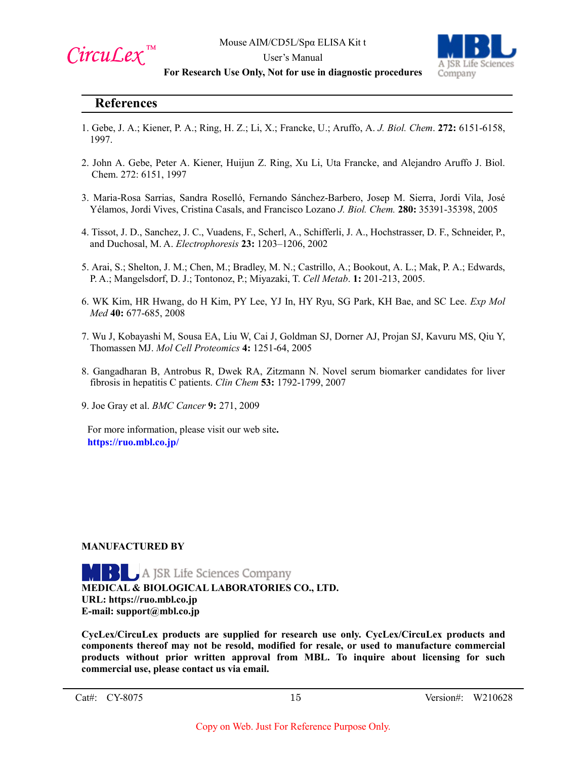## References

1. Gebe, J. A.; Kiener, P. A.; Ring, H. Z.; Li, X.; Francke, U.; Aruffo, A. *J. Biol. Chem*. **272:** 6151-6158, 1997.

2. John A. Gebe, Peter A. Kiener, Huijun Z. Ring, Xu Li, Uta Francke, and Alejandro Aruffo J. Biol. Chem. 272: 6151, 1997

3. Maria-Rosa Sarrias, Sandra Roselló, Fernando Sánchez-Barbero, Josep M. Sierra, Jordi Vila, José Yélamos, Jordi Vives, Cristina Casals, and Francisco Lozano *J. Biol. Chem.* **280:** 35391-35398, 2005

4. Tissot, J. D., Sanchez, J. C., Vuadens, F., Scherl, A., Schifferli, J. A., Hochstrasser, D. F., Schneider, P., and Duchosal, M. A. *Electrophoresis* **23:** 1203–1206, 2002

5. Arai, S.; Shelton, J. M.; Chen, M.; Bradley, M. N.; Castrillo, A.; Bookout, A. L.; Mak, P. A.; Edwards, P. A.; Mangelsdorf, D. J.; Tontonoz, P.; Miyazaki, T. *Cell Metab*. **1:** 201-213, 2005.

6. WK Kim, HR Hwang, do H Kim, PY Lee, YJ In, HY Ryu, SG Park, KH Bae, and SC Lee. *Exp Mol Med* **40:** 677-685, 2008

7. Wu J, Kobayashi M, Sousa EA, Liu W, Cai J, Goldman SJ, Dorner AJ, Projan SJ, Kavuru MS, Qiu Y, Thomassen MJ. *Mol Cell Proteomics* **4:** 1251-64, 2005

8. Gangadharan B, Antrobus R, Dwek RA, Zitzmann N. Novel serum biomarker candidates for liver fibrosis in hepatitis C patients. *Clin Chem* **53:** 1792-1799, 2007

9. Joe Gray et al. *BMC Cancer* **9:** 271, 2009

For more information, please visit our web site**.**
**https://ruo.mbl.co.jp/**

**MANUFACTURED BY**

A JSR Life Sciences Company
**MEDICAL & BIOLOGICAL LABORATORIES CO., LTD.**
**URL: https://ruo.mbl.co.jp**
**E-mail: support@mbl.co.jp**

**CycLex/CircuLex products are supplied for research use only. CycLex/CircuLex products and components thereof may not be resold, modified for resale, or used to manufacture commercial products without prior written approval from MBL. To inquire about licensing for such commercial use, please contact us via email.**